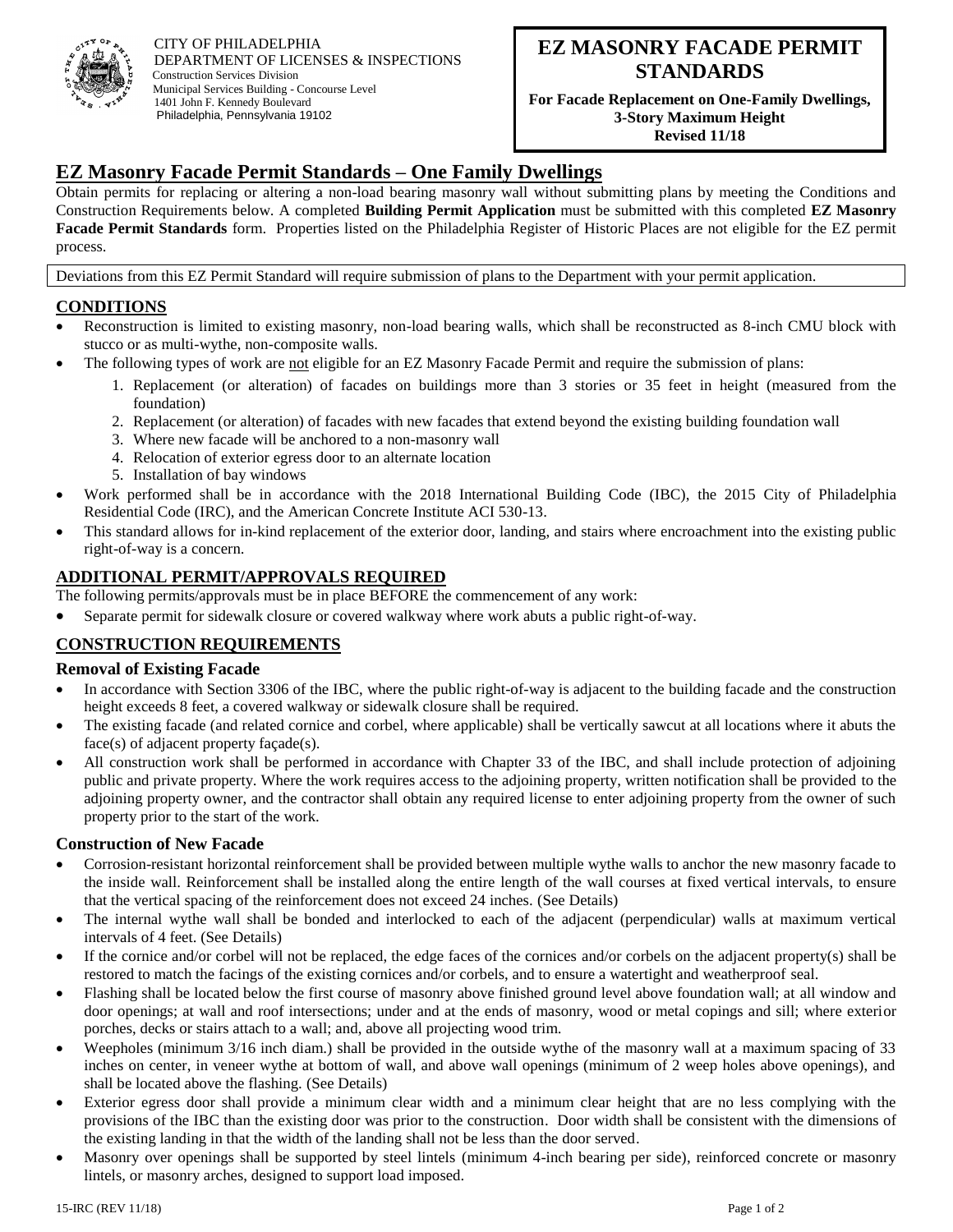CITY OF PHILADELPHIA
DEPARTMENT OF LICENSES & INSPECTIONS
Construction Services Division
Municipal Services Building - Concourse Level
1401 John F. Kennedy Boulevard
Philadelphia, Pennsylvania 19102

**EZ MASONRY FACADE PERMIT STANDARDS**

**For Facade Replacement on One-Family Dwellings, 3-Story Maximum Height**
**Revised 11/18**

# EZ Masonry Facade Permit Standards – One Family Dwellings

Obtain permits for replacing or altering a non-load bearing masonry wall without submitting plans by meeting the Conditions and Construction Requirements below. A completed **Building Permit Application** must be submitted with this completed **EZ Masonry Facade Permit Standards** form. Properties listed on the Philadelphia Register of Historic Places are not eligible for the EZ permit process.

Deviations from this EZ Permit Standard will require submission of plans to the Department with your permit application.

## CONDITIONS

- Reconstruction is limited to existing masonry, non-load bearing walls, which shall be reconstructed as 8-inch CMU block with stucco or as multi-wythe, non-composite walls.
- The following types of work are not eligible for an EZ Masonry Facade Permit and require the submission of plans:
  1. Replacement (or alteration) of facades on buildings more than 3 stories or 35 feet in height (measured from the foundation)
  2. Replacement (or alteration) of facades with new facades that extend beyond the existing building foundation wall
  3. Where new facade will be anchored to a non-masonry wall
  4. Relocation of exterior egress door to an alternate location
  5. Installation of bay windows
- Work performed shall be in accordance with the 2018 International Building Code (IBC), the 2015 City of Philadelphia Residential Code (IRC), and the American Concrete Institute ACI 530-13.
- This standard allows for in-kind replacement of the exterior door, landing, and stairs where encroachment into the existing public right-of-way is a concern.

## ADDITIONAL PERMIT/APPROVALS REQUIRED

The following permits/approvals must be in place BEFORE the commencement of any work:

- Separate permit for sidewalk closure or covered walkway where work abuts a public right-of-way.

## CONSTRUCTION REQUIREMENTS

### Removal of Existing Facade

- In accordance with Section 3306 of the IBC, where the public right-of-way is adjacent to the building facade and the construction height exceeds 8 feet, a covered walkway or sidewalk closure shall be required.
- The existing facade (and related cornice and corbel, where applicable) shall be vertically sawcut at all locations where it abuts the face(s) of adjacent property façade(s).
- All construction work shall be performed in accordance with Chapter 33 of the IBC, and shall include protection of adjoining public and private property. Where the work requires access to the adjoining property, written notification shall be provided to the adjoining property owner, and the contractor shall obtain any required license to enter adjoining property from the owner of such property prior to the start of the work.

### Construction of New Facade

- Corrosion-resistant horizontal reinforcement shall be provided between multiple wythe walls to anchor the new masonry facade to the inside wall. Reinforcement shall be installed along the entire length of the wall courses at fixed vertical intervals, to ensure that the vertical spacing of the reinforcement does not exceed 24 inches. (See Details)
- The internal wythe wall shall be bonded and interlocked to each of the adjacent (perpendicular) walls at maximum vertical intervals of 4 feet. (See Details)
- If the cornice and/or corbel will not be replaced, the edge faces of the cornices and/or corbels on the adjacent property(s) shall be restored to match the facings of the existing cornices and/or corbels, and to ensure a watertight and weatherproof seal.
- Flashing shall be located below the first course of masonry above finished ground level above foundation wall; at all window and door openings; at wall and roof intersections; under and at the ends of masonry, wood or metal copings and sill; where exterior porches, decks or stairs attach to a wall; and, above all projecting wood trim.
- Weepholes (minimum 3/16 inch diam.) shall be provided in the outside wythe of the masonry wall at a maximum spacing of 33 inches on center, in veneer wythe at bottom of wall, and above wall openings (minimum of 2 weep holes above openings), and shall be located above the flashing. (See Details)
- Exterior egress door shall provide a minimum clear width and a minimum clear height that are no less complying with the provisions of the IBC than the existing door was prior to the construction. Door width shall be consistent with the dimensions of the existing landing in that the width of the landing shall not be less than the door served.
- Masonry over openings shall be supported by steel lintels (minimum 4-inch bearing per side), reinforced concrete or masonry lintels, or masonry arches, designed to support load imposed.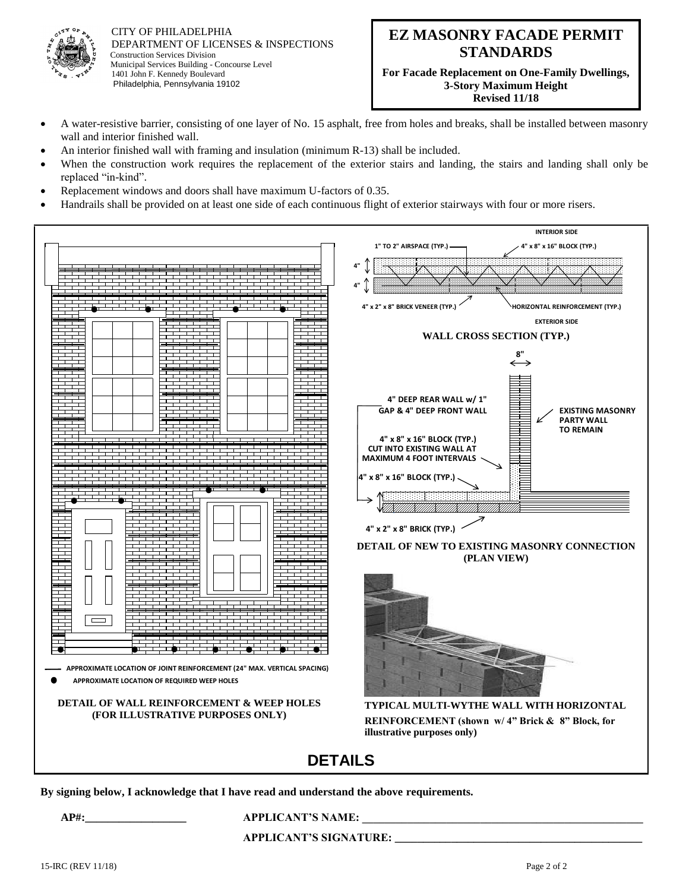CITY OF PHILADELPHIA
DEPARTMENT OF LICENSES & INSPECTIONS
Construction Services Division
Municipal Services Building - Concourse Level
1401 John F. Kennedy Boulevard
Philadelphia, Pennsylvania 19102

# EZ MASONRY FACADE PERMIT STANDARDS

**For Facade Replacement on One-Family Dwellings, 3-Story Maximum Height**
**Revised 11/18**

- A water-resistive barrier, consisting of one layer of No. 15 asphalt, free from holes and breaks, shall be installed between masonry wall and interior finished wall.
- An interior finished wall with framing and insulation (minimum R-13) shall be included.
- When the construction work requires the replacement of the exterior stairs and landing, the stairs and landing shall only be replaced "in-kind".
- Replacement windows and doors shall have maximum U-factors of 0.35.
- Handrails shall be provided on at least one side of each continuous flight of exterior stairways with four or more risers.

INTERIOR SIDE
1" TO 2" AIRSPACE (TYP.)
4" x 8" x 16" BLOCK (TYP.)
4"
4"
4" x 2" x 8" BRICK VENEER (TYP.)
HORIZONTAL REINFORCEMENT (TYP.)
EXTERIOR SIDE

**WALL CROSS SECTION (TYP.)**

8"
4" DEEP REAR WALL w/ 1" GAP & 4" DEEP FRONT WALL
EXISTING MASONRY PARTY WALL TO REMAIN
4" x 8" x 16" BLOCK (TYP.) CUT INTO EXISTING WALL AT MAXIMUM 4 FOOT INTERVALS
4" x 8" x 16" BLOCK (TYP.)
4" x 2" x 8" BRICK (TYP.)

**DETAIL OF NEW TO EXISTING MASONRY CONNECTION (PLAN VIEW)**

APPROXIMATE LOCATION OF JOINT REINFORCEMENT (24" MAX. VERTICAL SPACING)
APPROXIMATE LOCATION OF REQUIRED WEEP HOLES

**DETAIL OF WALL REINFORCEMENT & WEEP HOLES (FOR ILLUSTRATIVE PURPOSES ONLY)**

**TYPICAL MULTI-WYTHE WALL WITH HORIZONTAL REINFORCEMENT (shown w/ 4" Brick & 8" Block, for illustrative purposes only)**

## DETAILS

**By signing below, I acknowledge that I have read and understand the above requirements.**

**AP#:__________________** **APPLICANT'S NAME: __________________________________________________**

**APPLICANT'S SIGNATURE: _____________________________________________**

15-IRC (REV 11/18)